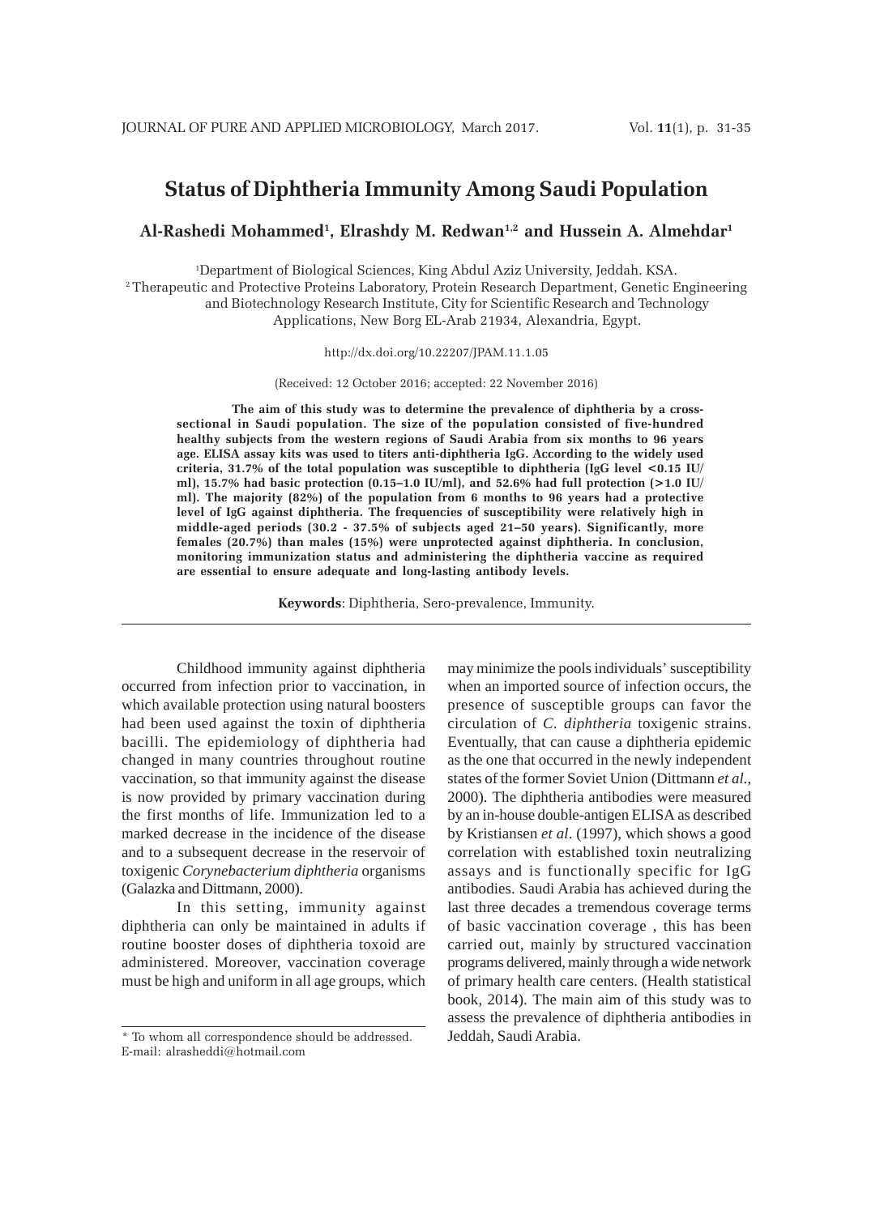# Status of Diphtheria Immunity Among Saudi Population

**Al-Rashedi Mohammed[1], Elrashdy M. Redwan[1,2] and Hussein A. Almehdar[1]**

[1]Department of Biological Sciences, King Abdul Aziz University, Jeddah. KSA.
[2]Therapeutic and Protective Proteins Laboratory, Protein Research Department, Genetic Engineering and Biotechnology Research Institute, City for Scientific Research and Technology Applications, New Borg EL-Arab 21934, Alexandria, Egypt.

http://dx.doi.org/10.22207/JPAM.11.1.05

(Received: 12 October 2016; accepted: 22 November 2016)

**The aim of this study was to determine the prevalence of diphtheria by a cross-sectional in Saudi population. The size of the population consisted of five-hundred healthy subjects from the western regions of Saudi Arabia from six months to 96 years age. ELISA assay kits was used to titers anti-diphtheria IgG. According to the widely used criteria, 31.7% of the total population was susceptible to diphtheria (IgG level <0.15 IU/ml), 15.7% had basic protection (0.15–1.0 IU/ml), and 52.6% had full protection (>1.0 IU/ml). The majority (82%) of the population from 6 months to 96 years had a protective level of IgG against diphtheria. The frequencies of susceptibility were relatively high in middle-aged periods (30.2 - 37.5% of subjects aged 21–50 years). Significantly, more females (20.7%) than males (15%) were unprotected against diphtheria. In conclusion, monitoring immunization status and administering the diphtheria vaccine as required are essential to ensure adequate and long-lasting antibody levels.**

**Keywords**: Diphtheria, Sero-prevalence, Immunity.

Childhood immunity against diphtheria occurred from infection prior to vaccination, in which available protection using natural boosters had been used against the toxin of diphtheria bacilli. The epidemiology of diphtheria had changed in many countries throughout routine vaccination, so that immunity against the disease is now provided by primary vaccination during the first months of life. Immunization led to a marked decrease in the incidence of the disease and to a subsequent decrease in the reservoir of toxigenic *Corynebacterium diphtheria* organisms (Galazka and Dittmann, 2000).

In this setting, immunity against diphtheria can only be maintained in adults if routine booster doses of diphtheria toxoid are administered. Moreover, vaccination coverage must be high and uniform in all age groups, which may minimize the pools individuals' susceptibility when an imported source of infection occurs, the presence of susceptible groups can favor the circulation of *C. diphtheria* toxigenic strains. Eventually, that can cause a diphtheria epidemic as the one that occurred in the newly independent states of the former Soviet Union (Dittmann *et al.*, 2000). The diphtheria antibodies were measured by an in-house double-antigen ELISA as described by Kristiansen *et al*. (1997), which shows a good correlation with established toxin neutralizing assays and is functionally specific for IgG antibodies. Saudi Arabia has achieved during the last three decades a tremendous coverage terms of basic vaccination coverage , this has been carried out, mainly by structured vaccination programs delivered, mainly through a wide network of primary health care centers. (Health statistical book, 2014). The main aim of this study was to assess the prevalence of diphtheria antibodies in Jeddah, Saudi Arabia.

* To whom all correspondence should be addressed.
E-mail: alrasheddi@hotmail.com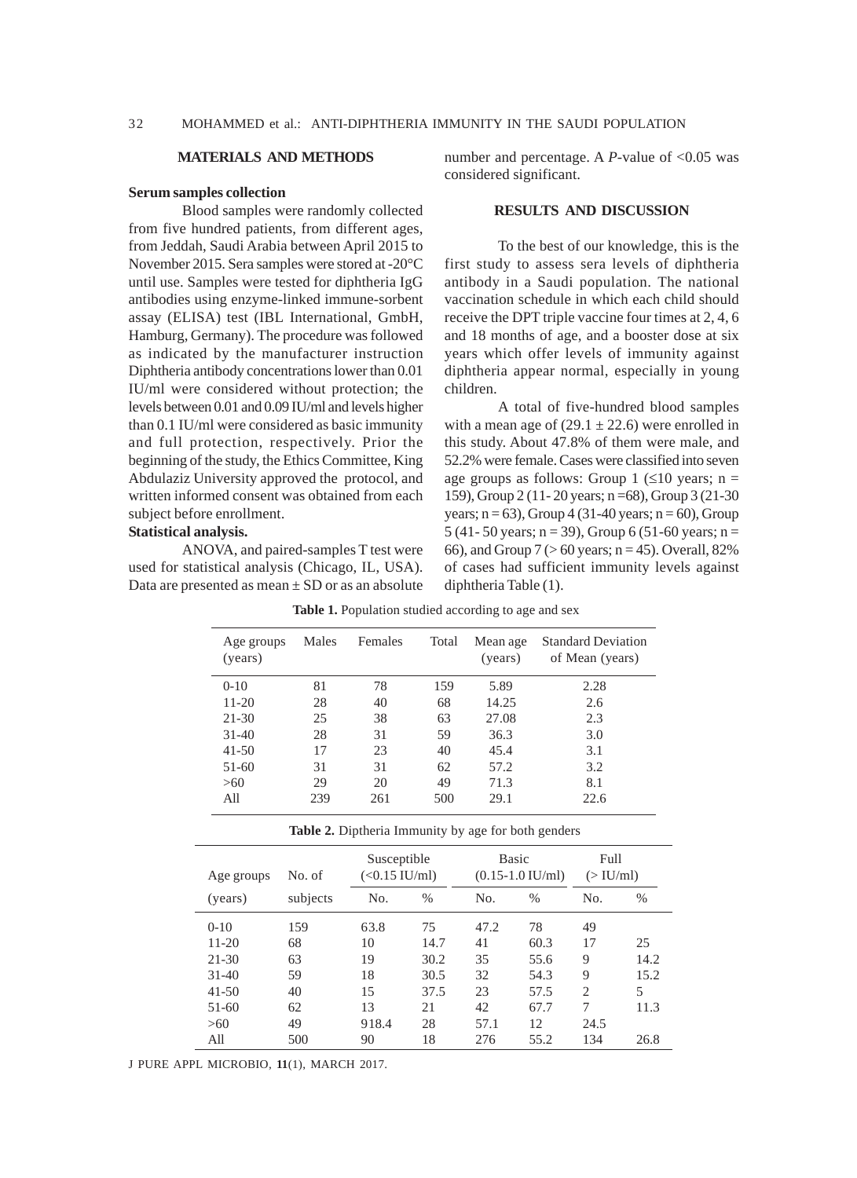## MATERIALS AND METHODS

### Serum samples collection

Blood samples were randomly collected from five hundred patients, from different ages, from Jeddah, Saudi Arabia between April 2015 to November 2015. Sera samples were stored at -20°C until use. Samples were tested for diphtheria IgG antibodies using enzyme-linked immune-sorbent assay (ELISA) test (IBL International, GmbH, Hamburg, Germany). The procedure was followed as indicated by the manufacturer instruction Diphtheria antibody concentrations lower than 0.01 IU/ml were considered without protection; the levels between 0.01 and 0.09 IU/ml and levels higher than 0.1 IU/ml were considered as basic immunity and full protection, respectively. Prior the beginning of the study, the Ethics Committee, King Abdulaziz University approved the protocol, and written informed consent was obtained from each subject before enrollment.

### Statistical analysis.

ANOVA, and paired-samples T test were used for statistical analysis (Chicago, IL, USA). Data are presented as mean ± SD or as an absolute number and percentage. A *P*-value of <0.05 was considered significant.

## RESULTS AND DISCUSSION

To the best of our knowledge, this is the first study to assess sera levels of diphtheria antibody in a Saudi population. The national vaccination schedule in which each child should receive the DPT triple vaccine four times at 2, 4, 6 and 18 months of age, and a booster dose at six years which offer levels of immunity against diphtheria appear normal, especially in young children.

A total of five-hundred blood samples with a mean age of (29.1 ± 22.6) were enrolled in this study. About 47.8% of them were male, and 52.2% were female. Cases were classified into seven age groups as follows: Group 1 (≤10 years; n = 159), Group 2 (11- 20 years; n =68), Group 3 (21-30 years; n = 63), Group 4 (31-40 years; n = 60), Group 5 (41- 50 years; n = 39), Group 6 (51-60 years; n = 66), and Group 7 (> 60 years; n = 45). Overall, 82% of cases had sufficient immunity levels against diphtheria Table (1).

**Table 1.** Population studied according to age and sex

| Age groups (years) | Males | Females | Total | Mean age (years) | Standard Deviation of Mean (years) |
|---|---|---|---|---|---|
| 0-10 | 81 | 78 | 159 | 5.89 | 2.28 |
| 11-20 | 28 | 40 | 68 | 14.25 | 2.6 |
| 21-30 | 25 | 38 | 63 | 27.08 | 2.3 |
| 31-40 | 28 | 31 | 59 | 36.3 | 3.0 |
| 41-50 | 17 | 23 | 40 | 45.4 | 3.1 |
| 51-60 | 31 | 31 | 62 | 57.2 | 3.2 |
| >60 | 29 | 20 | 49 | 71.3 | 8.1 |
| All | 239 | 261 | 500 | 29.1 | 22.6 |

**Table 2.** Diptheria Immunity by age for both genders

| Age groups | No. of | Susceptible (<0.15 IU/ml) | | Basic (0.15-1.0 IU/ml) | | Full (> IU/ml) | |
|---|---|---|---|---|---|---|---|
| (years) | subjects | No. | % | No. | % | No. | % |
| 0-10 | 159 | 63.8 | 75 | 47.2 | 78 | 49 | |
| 11-20 | 68 | 10 | 14.7 | 41 | 60.3 | 17 | 25 |
| 21-30 | 63 | 19 | 30.2 | 35 | 55.6 | 9 | 14.2 |
| 31-40 | 59 | 18 | 30.5 | 32 | 54.3 | 9 | 15.2 |
| 41-50 | 40 | 15 | 37.5 | 23 | 57.5 | 2 | 5 |
| 51-60 | 62 | 13 | 21 | 42 | 67.7 | 7 | 11.3 |
| >60 | 49 | 918.4 | 28 | 57.1 | 12 | 24.5 | |
| All | 500 | 90 | 18 | 276 | 55.2 | 134 | 26.8 |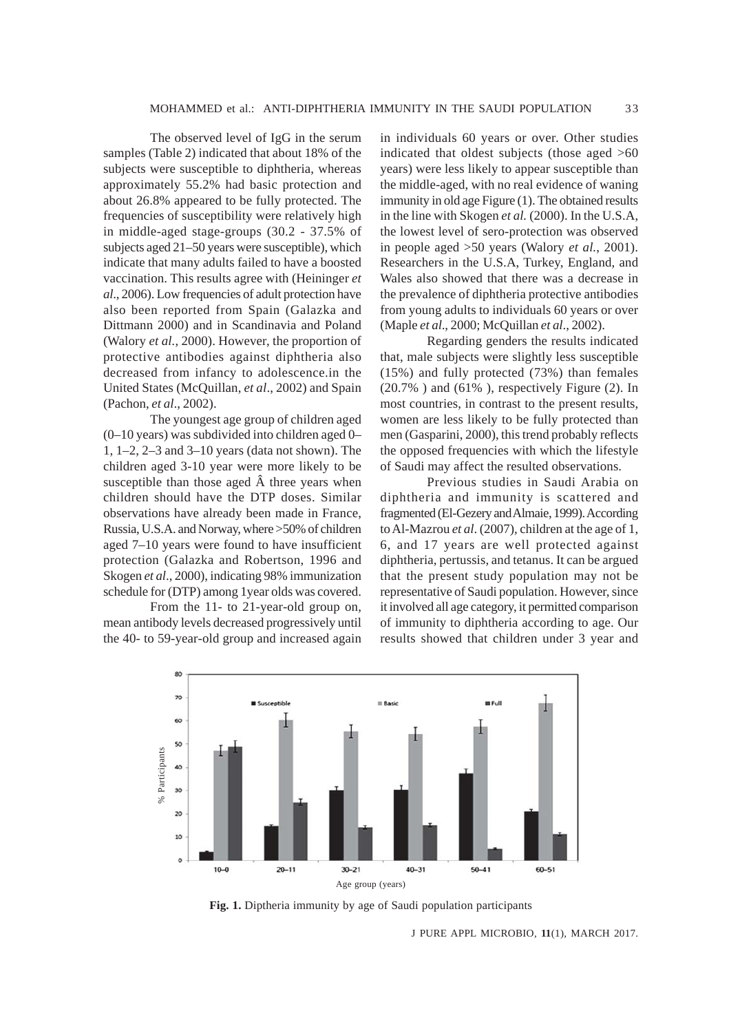The observed level of IgG in the serum samples (Table 2) indicated that about 18% of the subjects were susceptible to diphtheria, whereas approximately 55.2% had basic protection and about 26.8% appeared to be fully protected. The frequencies of susceptibility were relatively high in middle-aged stage-groups (30.2 - 37.5% of subjects aged 21–50 years were susceptible), which indicate that many adults failed to have a boosted vaccination. This results agree with (Heininger *et al*., 2006). Low frequencies of adult protection have also been reported from Spain (Galazka and Dittmann 2000) and in Scandinavia and Poland (Walory *et al.,* 2000). However, the proportion of protective antibodies against diphtheria also decreased from infancy to adolescence.in the United States (McQuillan, *et al*., 2002) and Spain (Pachon, *et al*., 2002).

The youngest age group of children aged (0–10 years) was subdivided into children aged 0–1, 1–2, 2–3 and 3–10 years (data not shown). The children aged 3-10 year were more likely to be susceptible than those aged Â three years when children should have the DTP doses. Similar observations have already been made in France, Russia, U.S.A. and Norway, where >50% of children aged 7–10 years were found to have insufficient protection (Galazka and Robertson, 1996 and Skogen *et al*., 2000), indicating 98% immunization schedule for (DTP) among 1year olds was covered.

From the 11- to 21-year-old group on, mean antibody levels decreased progressively until the 40- to 59-year-old group and increased again in individuals 60 years or over. Other studies indicated that oldest subjects (those aged >60 years) were less likely to appear susceptible than the middle-aged, with no real evidence of waning immunity in old age Figure (1). The obtained results in the line with Skogen *et al.* (2000). In the U.S.A, the lowest level of sero-protection was observed in people aged >50 years (Walory *et al.,* 2001). Researchers in the U.S.A, Turkey, England, and Wales also showed that there was a decrease in the prevalence of diphtheria protective antibodies from young adults to individuals 60 years or over (Maple *et al*., 2000; McQuillan *et al*., 2002).

Regarding genders the results indicated that, male subjects were slightly less susceptible (15%) and fully protected (73%) than females (20.7% ) and (61% ), respectively Figure (2). In most countries, in contrast to the present results, women are less likely to be fully protected than men (Gasparini, 2000), this trend probably reflects the opposed frequencies with which the lifestyle of Saudi may affect the resulted observations.

Previous studies in Saudi Arabia on diphtheria and immunity is scattered and fragmented (El-Gezery and Almaie, 1999). According to Al-Mazrou *et al.* (2007), children at the age of 1, 6, and 17 years are well protected against diphtheria, pertussis, and tetanus. It can be argued that the present study population may not be representative of Saudi population. However, since it involved all age category, it permitted comparison of immunity to diphtheria according to age. Our results showed that children under 3 year and

**Fig. 1.** Diptheria immunity by age of Saudi population participants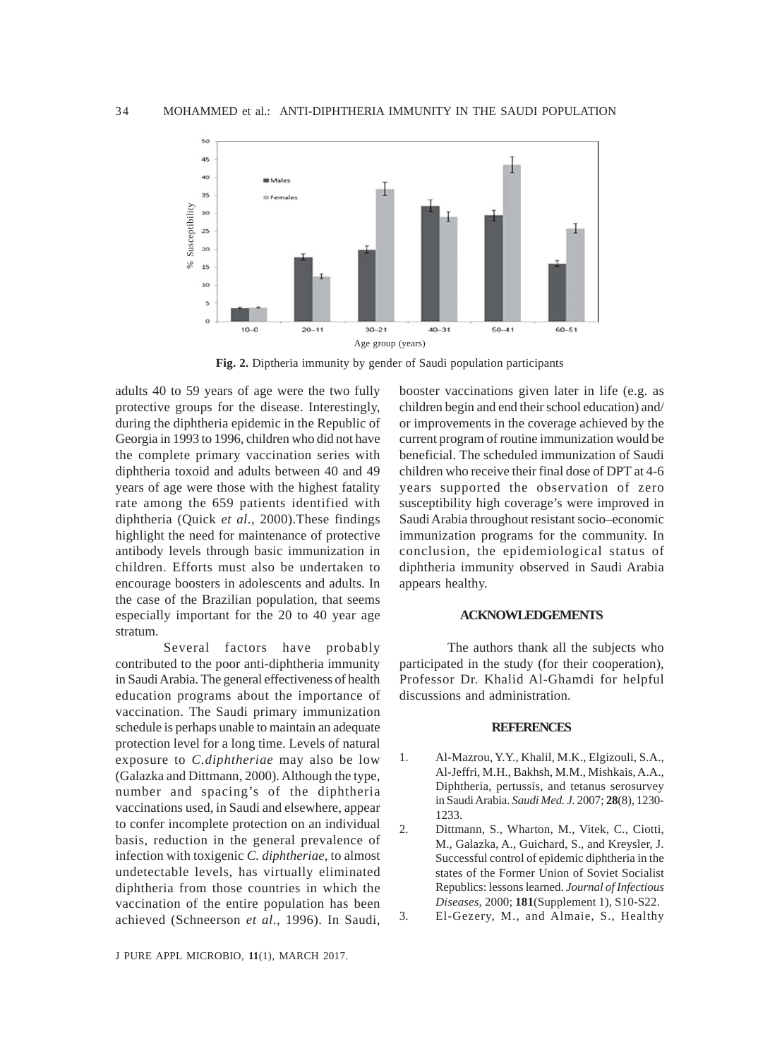50
45
40
35
30
25
20
15
10
5
0

% Susceptibility

Males
Females

10–0
20–11
30–21
40–31
50–41
60–51

Age group (years)

**Fig. 2.** Diptheria immunity by gender of Saudi population participants

adults 40 to 59 years of age were the two fully protective groups for the disease. Interestingly, during the diphtheria epidemic in the Republic of Georgia in 1993 to 1996, children who did not have the complete primary vaccination series with diphtheria toxoid and adults between 40 and 49 years of age were those with the highest fatality rate among the 659 patients identified with diphtheria (Quick *et al*., 2000).These findings highlight the need for maintenance of protective antibody levels through basic immunization in children. Efforts must also be undertaken to encourage boosters in adolescents and adults. In the case of the Brazilian population, that seems especially important for the 20 to 40 year age stratum.

Several factors have probably contributed to the poor anti-diphtheria immunity in Saudi Arabia. The general effectiveness of health education programs about the importance of vaccination. The Saudi primary immunization schedule is perhaps unable to maintain an adequate protection level for a long time. Levels of natural exposure to *C.diphtheriae* may also be low (Galazka and Dittmann, 2000). Although the type, number and spacing's of the diphtheria vaccinations used, in Saudi and elsewhere, appear to confer incomplete protection on an individual basis, reduction in the general prevalence of infection with toxigenic *C. diphtheriae*, to almost undetectable levels, has virtually eliminated diphtheria from those countries in which the vaccination of the entire population has been achieved (Schneerson *et al*., 1996). In Saudi, booster vaccinations given later in life (e.g. as children begin and end their school education) and/ or improvements in the coverage achieved by the current program of routine immunization would be beneficial. The scheduled immunization of Saudi children who receive their final dose of DPT at 4-6 years supported the observation of zero susceptibility high coverage's were improved in Saudi Arabia throughout resistant socio–economic immunization programs for the community. In conclusion, the epidemiological status of diphtheria immunity observed in Saudi Arabia appears healthy.

## ACKNOWLEDGEMENTS

The authors thank all the subjects who participated in the study (for their cooperation), Professor Dr. Khalid Al-Ghamdi for helpful discussions and administration.

## REFERENCES

1. Al-Mazrou, Y.Y., Khalil, M.K., Elgizouli, S.A., Al-Jeffri, M.H., Bakhsh, M.M., Mishkais, A.A., Diphtheria, pertussis, and tetanus serosurvey in Saudi Arabia. *Saudi Med. J.* 2007; **28**(8), 1230-1233.
2. Dittmann, S., Wharton, M., Vitek, C., Ciotti, M., Galazka, A., Guichard, S., and Kreysler, J. Successful control of epidemic diphtheria in the states of the Former Union of Soviet Socialist Republics: lessons learned. *Journal of Infectious Diseases,* 2000; **181**(Supplement 1), S10-S22.
3. El-Gezery, M., and Almaie, S., Healthy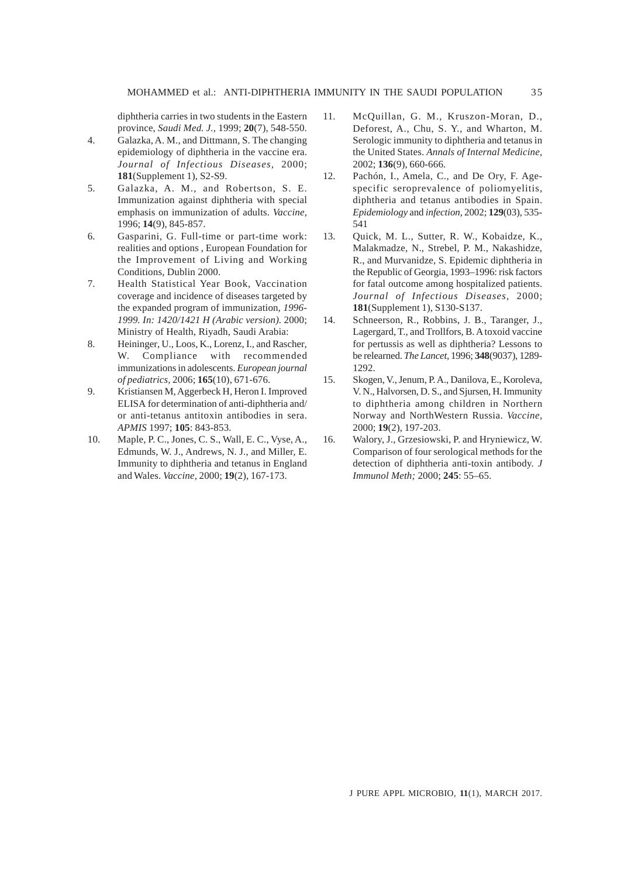diphtheria carries in two students in the Eastern province, *Saudi Med. J.*, 1999; **20**(7), 548-550.

4. Galazka, A. M., and Dittmann, S. The changing epidemiology of diphtheria in the vaccine era. *Journal of Infectious Diseases*, 2000; **181**(Supplement 1), S2-S9.
5. Galazka, A. M., and Robertson, S. E. Immunization against diphtheria with special emphasis on immunization of adults. *Vaccine*, 1996; **14**(9), 845-857.
6. Gasparini, G. Full-time or part-time work: realities and options , European Foundation for the Improvement of Living and Working Conditions, Dublin 2000.
7. Health Statistical Year Book, Vaccination coverage and incidence of diseases targeted by the expanded program of immunization, *1996-1999. In: 1420/1421 H (Arabic version)*. 2000; Ministry of Health, Riyadh, Saudi Arabia:
8. Heininger, U., Loos, K., Lorenz, I., and Rascher, W. Compliance with recommended immunizations in adolescents. *European journal of pediatrics*, 2006; **165**(10), 671-676.
9. Kristiansen M, Aggerbeck H, Heron I. Improved ELISA for determination of anti-diphtheria and/or anti-tetanus antitoxin antibodies in sera. *APMIS* 1997; **105**: 843-853.
10. Maple, P. C., Jones, C. S., Wall, E. C., Vyse, A., Edmunds, W. J., Andrews, N. J., and Miller, E. Immunity to diphtheria and tetanus in England and Wales. *Vaccine*, 2000; **19**(2), 167-173.
11. McQuillan, G. M., Kruszon-Moran, D., Deforest, A., Chu, S. Y., and Wharton, M. Serologic immunity to diphtheria and tetanus in the United States. *Annals of Internal Medicine*, 2002; **136**(9), 660-666.
12. Pachón, I., Amela, C., and De Ory, F. Age-specific seroprevalence of poliomyelitis, diphtheria and tetanus antibodies in Spain. *Epidemiology* and *infection*, 2002; **129**(03), 535-541
13. Quick, M. L., Sutter, R. W., Kobaidze, K., Malakmadze, N., Strebel, P. M., Nakashidze, R., and Murvanidze, S. Epidemic diphtheria in the Republic of Georgia, 1993–1996: risk factors for fatal outcome among hospitalized patients. *Journal of Infectious Diseases*, 2000; **181**(Supplement 1), S130-S137.
14. Schneerson, R., Robbins, J. B., Taranger, J., Lagergard, T., and Trollfors, B. A toxoid vaccine for pertussis as well as diphtheria? Lessons to be relearned. *The Lancet*, 1996; **348**(9037), 1289-1292.
15. Skogen, V., Jenum, P. A., Danilova, E., Koroleva, V. N., Halvorsen, D. S., and Sjursen, H. Immunity to diphtheria among children in Northern Norway and NorthWestern Russia. *Vaccine*, 2000; **19**(2), 197-203.
16. Walory, J., Grzesiowski, P. and Hryniewicz, W. Comparison of four serological methods for the detection of diphtheria anti-toxin antibody. *J Immunol Meth;* 2000; **245**: 55–65.